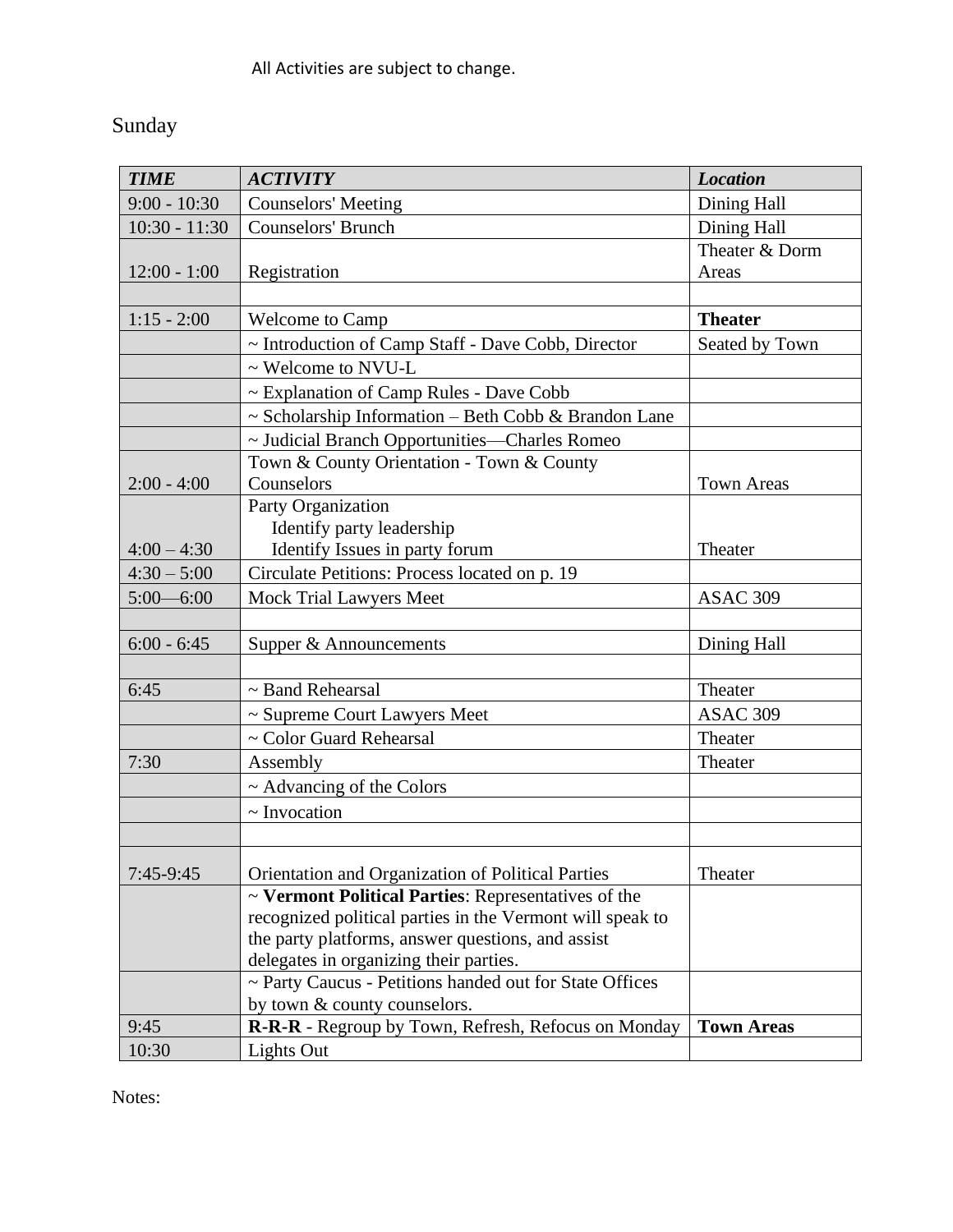All Activities are subject to change.

Sunday

| ***TIME*** | ***ACTIVITY*** | ***Location*** |
|---|---|---|
| 9:00 - 10:30 | Counselors' Meeting | Dining Hall |
| 10:30 - 11:30 | Counselors' Brunch | Dining Hall |
| 12:00 - 1:00 | Registration | Theater & Dorm Areas |
| | | |
| 1:15 - 2:00 | Welcome to Camp | **Theater** |
| | ~ Introduction of Camp Staff - Dave Cobb, Director | Seated by Town |
| | ~ Welcome to NVU-L | |
| | ~ Explanation of Camp Rules - Dave Cobb | |
| | ~ Scholarship Information – Beth Cobb & Brandon Lane | |
| | ~ Judicial Branch Opportunities—Charles Romeo | |
| 2:00 - 4:00 | Town & County Orientation - Town & County Counselors | Town Areas |
| 4:00 – 4:30 | Party Organization<br>Identify party leadership<br>Identify Issues in party forum | Theater |
| 4:30 – 5:00 | Circulate Petitions: Process located on p. 19 | |
| 5:00—6:00 | Mock Trial Lawyers Meet | ASAC 309 |
| | | |
| 6:00 - 6:45 | Supper & Announcements | Dining Hall |
| | | |
| 6:45 | ~ Band Rehearsal | Theater |
| | ~ Supreme Court Lawyers Meet | ASAC 309 |
| | ~ Color Guard Rehearsal | Theater |
| 7:30 | Assembly | Theater |
| | ~ Advancing of the Colors | |
| | ~ Invocation | |
| | | |
| 7:45-9:45 | Orientation and Organization of Political Parties | Theater |
| | ~ **Vermont Political Parties**: Representatives of the recognized political parties in the Vermont will speak to the party platforms, answer questions, and assist delegates in organizing their parties. | |
| | ~ Party Caucus - Petitions handed out for State Offices by town & county counselors. | |
| 9:45 | **R-R-R** - Regroup by Town, Refresh, Refocus on Monday | **Town Areas** |
| 10:30 | Lights Out | |

Notes: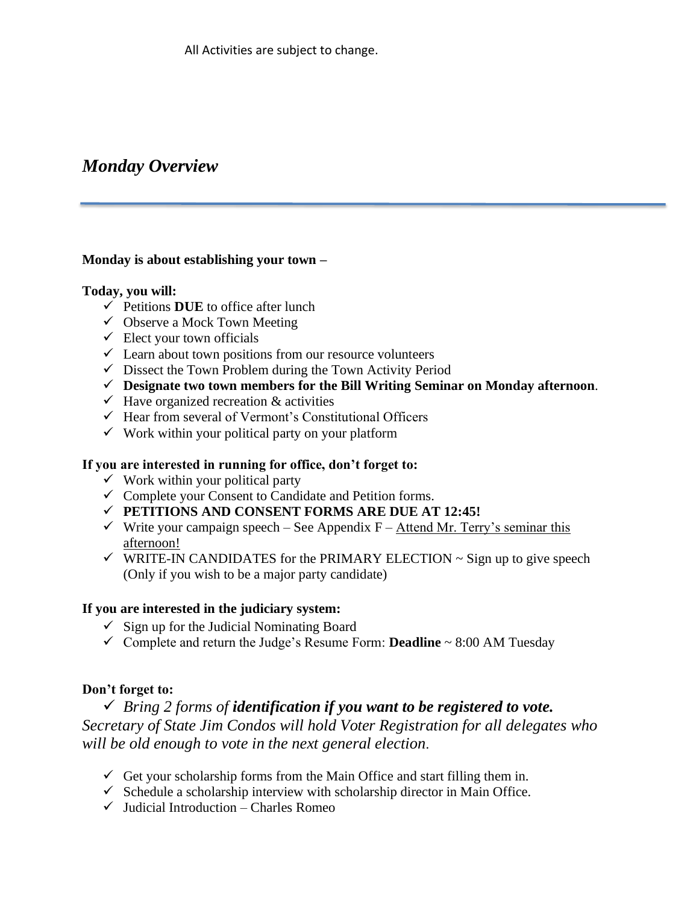All Activities are subject to change.

## *Monday Overview*

**Monday is about establishing your town –**

**Today, you will:**

- ✓ Petitions **DUE** to office after lunch
- ✓ Observe a Mock Town Meeting
- ✓ Elect your town officials
- ✓ Learn about town positions from our resource volunteers
- ✓ Dissect the Town Problem during the Town Activity Period
- ✓ **Designate two town members for the Bill Writing Seminar on Monday afternoon**.
- ✓ Have organized recreation & activities
- ✓ Hear from several of Vermont's Constitutional Officers
- ✓ Work within your political party on your platform

**If you are interested in running for office, don't forget to:**

- ✓ Work within your political party
- ✓ Complete your Consent to Candidate and Petition forms.
- ✓ **PETITIONS AND CONSENT FORMS ARE DUE AT 12:45!**
- ✓ Write your campaign speech – See Appendix F – <u>Attend Mr. Terry's seminar this afternoon!</u>
- ✓ WRITE-IN CANDIDATES for the PRIMARY ELECTION ~ Sign up to give speech (Only if you wish to be a major party candidate)

**If you are interested in the judiciary system:**

- ✓ Sign up for the Judicial Nominating Board
- ✓ Complete and return the Judge's Resume Form: **Deadline** ~ 8:00 AM Tuesday

**Don't forget to:**

- ✓ *Bring 2 forms of **identification if you want to be registered to vote.***

*Secretary of State Jim Condos will hold Voter Registration for all delegates who will be old enough to vote in the next general election.*

- ✓ Get your scholarship forms from the Main Office and start filling them in.
- ✓ Schedule a scholarship interview with scholarship director in Main Office.
- ✓ Judicial Introduction – Charles Romeo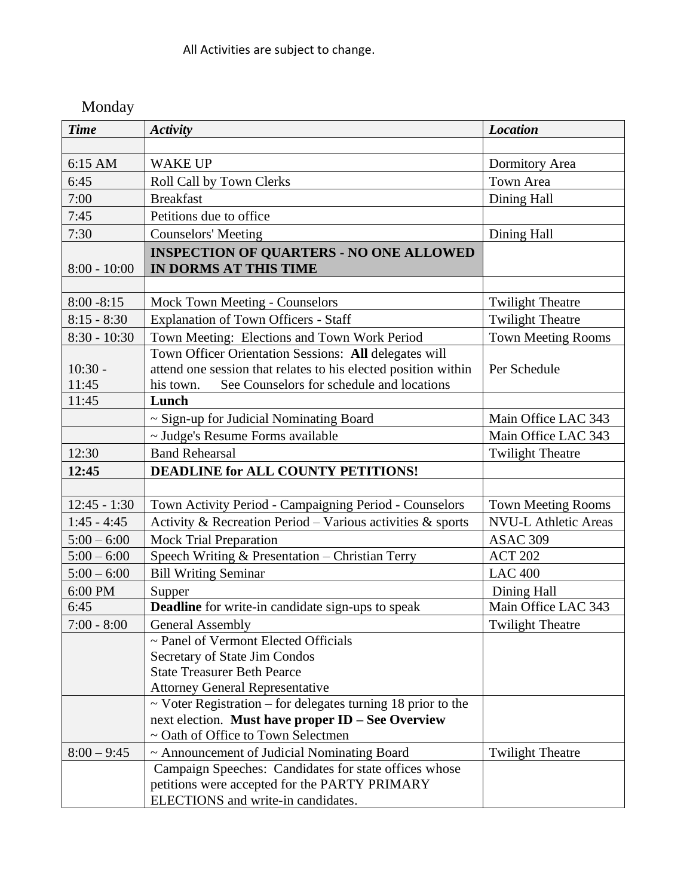All Activities are subject to change.

Monday

| *Time* | *Activity* | *Location* |
|---|---|---|
| | | |
| 6:15 AM | WAKE UP | Dormitory Area |
| 6:45 | Roll Call by Town Clerks | Town Area |
| 7:00 | Breakfast | Dining Hall |
| 7:45 | Petitions due to office | |
| 7:30 | Counselors' Meeting | Dining Hall |
| 8:00 - 10:00 | **INSPECTION OF QUARTERS - NO ONE ALLOWED IN DORMS AT THIS TIME** | |
| | | |
| 8:00 -8:15 | Mock Town Meeting - Counselors | Twilight Theatre |
| 8:15 - 8:30 | Explanation of Town Officers - Staff | Twilight Theatre |
| 8:30 - 10:30 | Town Meeting: Elections and Town Work Period | Town Meeting Rooms |
| 10:30 - 11:45 | Town Officer Orientation Sessions: **All** delegates will attend one session that relates to his elected position within his town. See Counselors for schedule and locations | Per Schedule |
| 11:45 | **Lunch** | |
| | ~ Sign-up for Judicial Nominating Board | Main Office LAC 343 |
| | ~ Judge's Resume Forms available | Main Office LAC 343 |
| 12:30 | Band Rehearsal | Twilight Theatre |
| **12:45** | **DEADLINE for ALL COUNTY PETITIONS!** | |
| | | |
| 12:45 - 1:30 | Town Activity Period - Campaigning Period - Counselors | Town Meeting Rooms |
| 1:45 - 4:45 | Activity & Recreation Period – Various activities & sports | NVU-L Athletic Areas |
| 5:00 – 6:00 | Mock Trial Preparation | ASAC 309 |
| 5:00 – 6:00 | Speech Writing & Presentation – Christian Terry | ACT 202 |
| 5:00 – 6:00 | Bill Writing Seminar | LAC 400 |
| 6:00 PM | Supper | Dining Hall |
| 6:45 | **Deadline** for write-in candidate sign-ups to speak | Main Office LAC 343 |
| 7:00 - 8:00 | General Assembly | Twilight Theatre |
| | ~ Panel of Vermont Elected Officials<br>Secretary of State Jim Condos<br>State Treasurer Beth Pearce<br>Attorney General Representative | |
| | ~ Voter Registration – for delegates turning 18 prior to the next election. **Must have proper ID – See Overview**<br>~ Oath of Office to Town Selectmen | |
| 8:00 – 9:45 | ~ Announcement of Judicial Nominating Board | Twilight Theatre |
| | Campaign Speeches: Candidates for state offices whose petitions were accepted for the PARTY PRIMARY ELECTIONS and write-in candidates. | |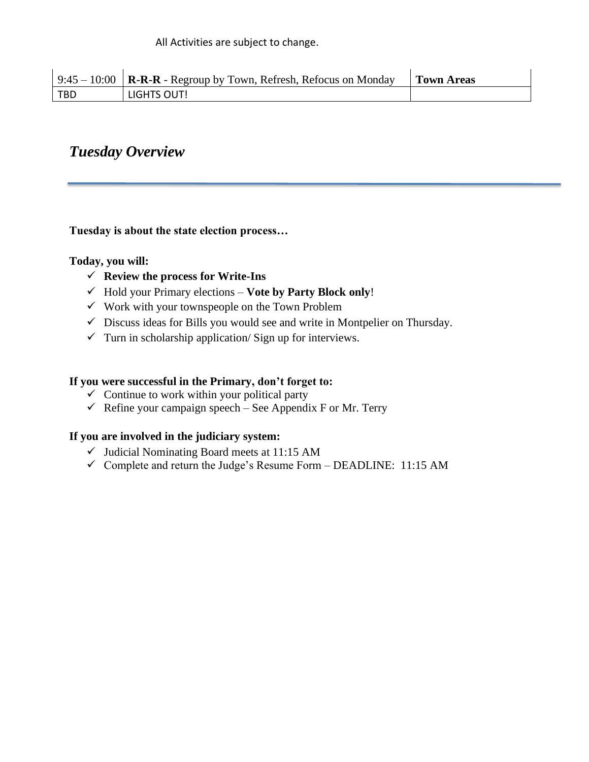All Activities are subject to change.

| | | |
|---|---|---|
| 9:45 – 10:00 | **R-R-R** - Regroup by Town, Refresh, Refocus on Monday | **Town Areas** |
| TBD | LIGHTS OUT! | |

## *Tuesday Overview*

**Tuesday is about the state election process…**

**Today, you will:**

- ✓ **Review the process for Write-Ins**
- ✓ Hold your Primary elections – **Vote by Party Block only**!
- ✓ Work with your townspeople on the Town Problem
- ✓ Discuss ideas for Bills you would see and write in Montpelier on Thursday.
- ✓ Turn in scholarship application/ Sign up for interviews.

**If you were successful in the Primary, don't forget to:**

- ✓ Continue to work within your political party
- ✓ Refine your campaign speech – See Appendix F or Mr. Terry

**If you are involved in the judiciary system:**

- ✓ Judicial Nominating Board meets at 11:15 AM
- ✓ Complete and return the Judge's Resume Form – DEADLINE: 11:15 AM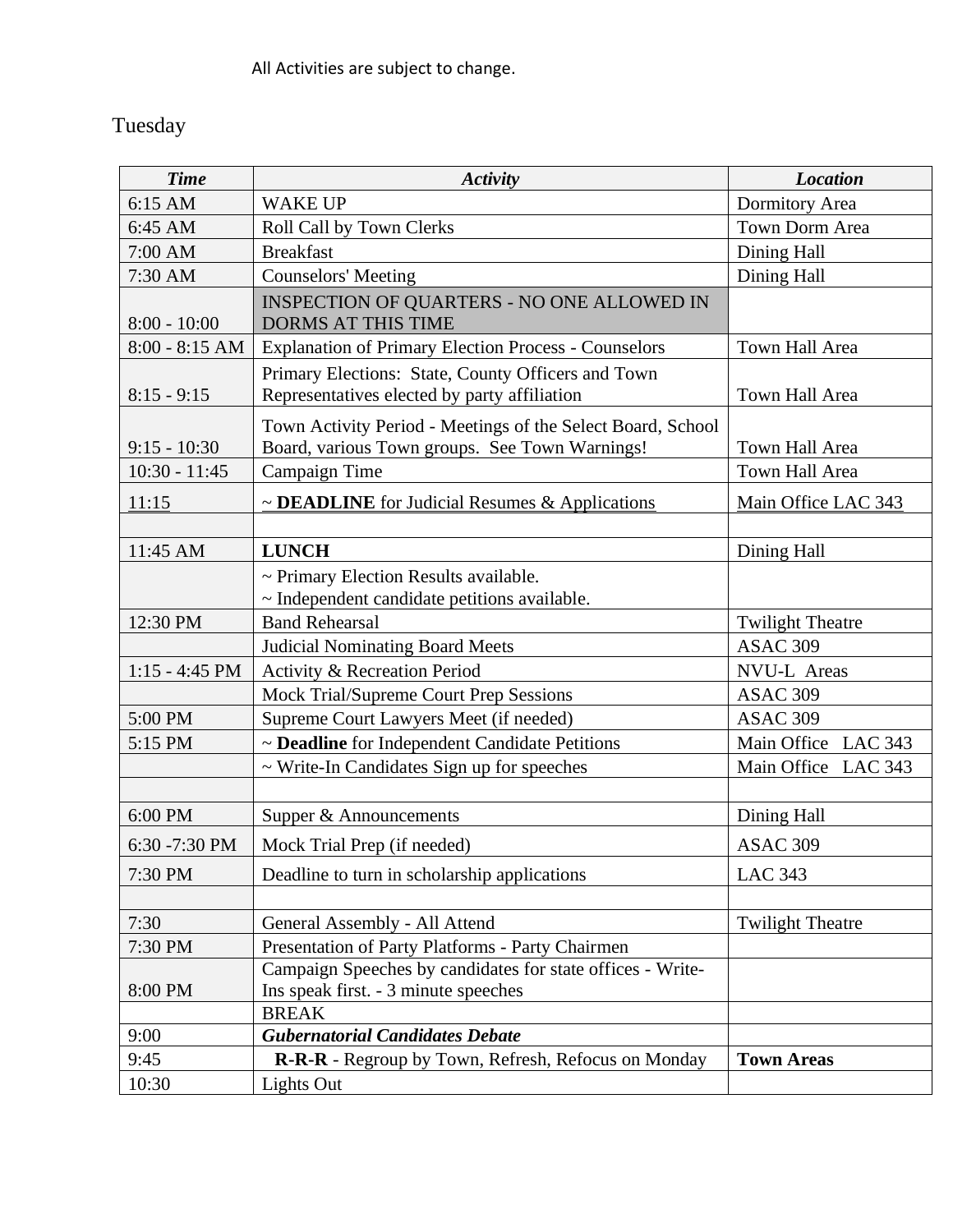All Activities are subject to change.

Tuesday

| *Time* | *Activity* | *Location* |
|---|---|---|
| 6:15 AM | WAKE UP | Dormitory Area |
| 6:45 AM | Roll Call by Town Clerks | Town Dorm Area |
| 7:00 AM | Breakfast | Dining Hall |
| 7:30 AM | Counselors' Meeting | Dining Hall |
| 8:00 - 10:00 | INSPECTION OF QUARTERS - NO ONE ALLOWED IN DORMS AT THIS TIME | |
| 8:00 - 8:15 AM | Explanation of Primary Election Process - Counselors | Town Hall Area |
| 8:15 - 9:15 | Primary Elections: State, County Officers and Town Representatives elected by party affiliation | Town Hall Area |
| 9:15 - 10:30 | Town Activity Period - Meetings of the Select Board, School Board, various Town groups. See Town Warnings! | Town Hall Area |
| 10:30 - 11:45 | Campaign Time | Town Hall Area |
| 11:15 | ~ **DEADLINE** for Judicial Resumes & Applications | Main Office LAC 343 |
| | | |
| 11:45 AM | **LUNCH** | Dining Hall |
| | ~ Primary Election Results available.<br>~ Independent candidate petitions available. | |
| 12:30 PM | Band Rehearsal | Twilight Theatre |
| | Judicial Nominating Board Meets | ASAC 309 |
| 1:15 - 4:45 PM | Activity & Recreation Period | NVU-L Areas |
| | Mock Trial/Supreme Court Prep Sessions | ASAC 309 |
| 5:00 PM | Supreme Court Lawyers Meet (if needed) | ASAC 309 |
| 5:15 PM | ~ **Deadline** for Independent Candidate Petitions | Main Office LAC 343 |
| | ~ Write-In Candidates Sign up for speeches | Main Office LAC 343 |
| | | |
| 6:00 PM | Supper & Announcements | Dining Hall |
| 6:30 -7:30 PM | Mock Trial Prep (if needed) | ASAC 309 |
| 7:30 PM | Deadline to turn in scholarship applications | LAC 343 |
| | | |
| 7:30 | General Assembly - All Attend | Twilight Theatre |
| 7:30 PM | Presentation of Party Platforms - Party Chairmen | |
| 8:00 PM | Campaign Speeches by candidates for state offices - Write-Ins speak first. - 3 minute speeches | |
| | BREAK | |
| 9:00 | ***Gubernatorial Candidates Debate*** | |
| 9:45 | **R-R-R** - Regroup by Town, Refresh, Refocus on Monday | **Town Areas** |
| 10:30 | Lights Out | |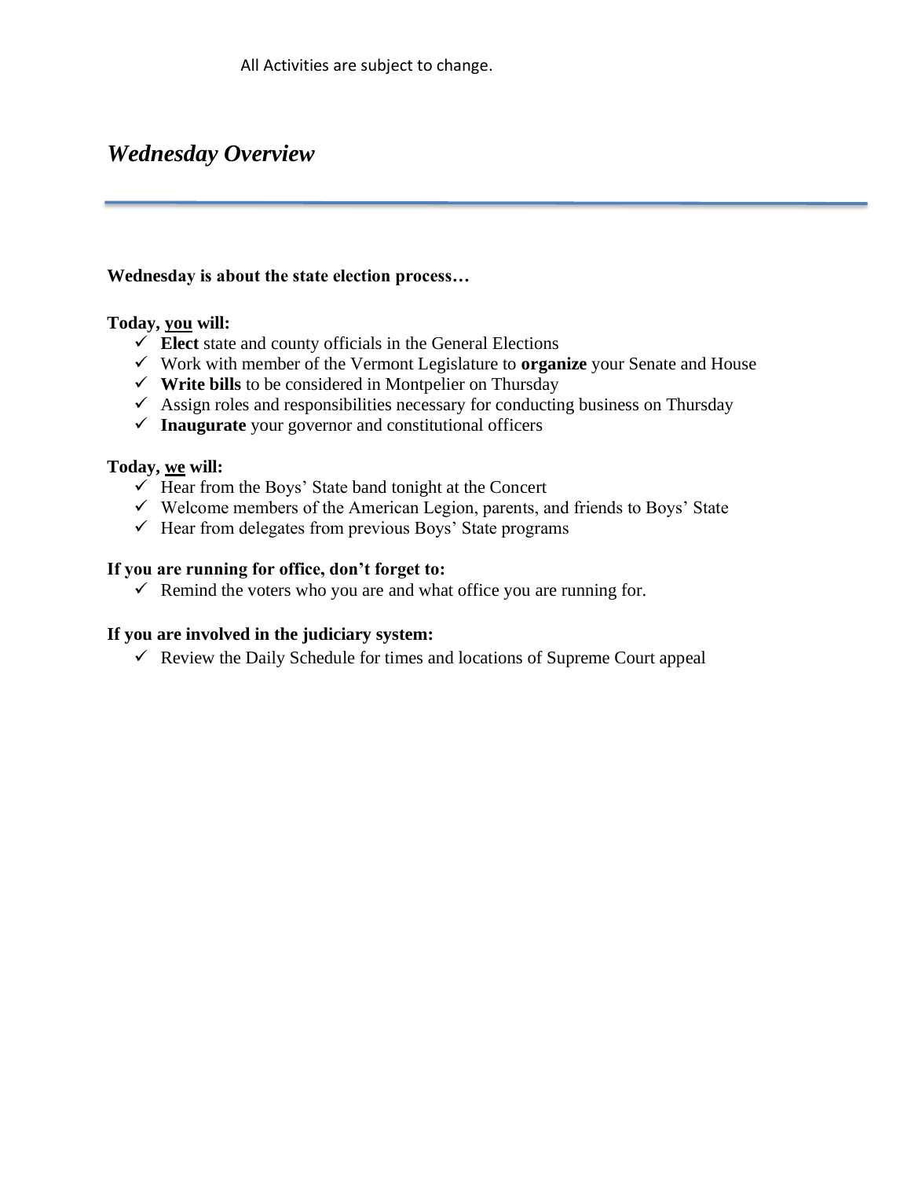All Activities are subject to change.

## *Wednesday Overview*

---

**Wednesday is about the state election process…**

**Today, <u>you</u> will:**

- ✓ **Elect** state and county officials in the General Elections
- ✓ Work with member of the Vermont Legislature to **organize** your Senate and House
- ✓ **Write bills** to be considered in Montpelier on Thursday
- ✓ Assign roles and responsibilities necessary for conducting business on Thursday
- ✓ **Inaugurate** your governor and constitutional officers

**Today, <u>we</u> will:**

- ✓ Hear from the Boys' State band tonight at the Concert
- ✓ Welcome members of the American Legion, parents, and friends to Boys' State
- ✓ Hear from delegates from previous Boys' State programs

**If you are running for office, don't forget to:**

- ✓ Remind the voters who you are and what office you are running for.

**If you are involved in the judiciary system:**

- ✓ Review the Daily Schedule for times and locations of Supreme Court appeal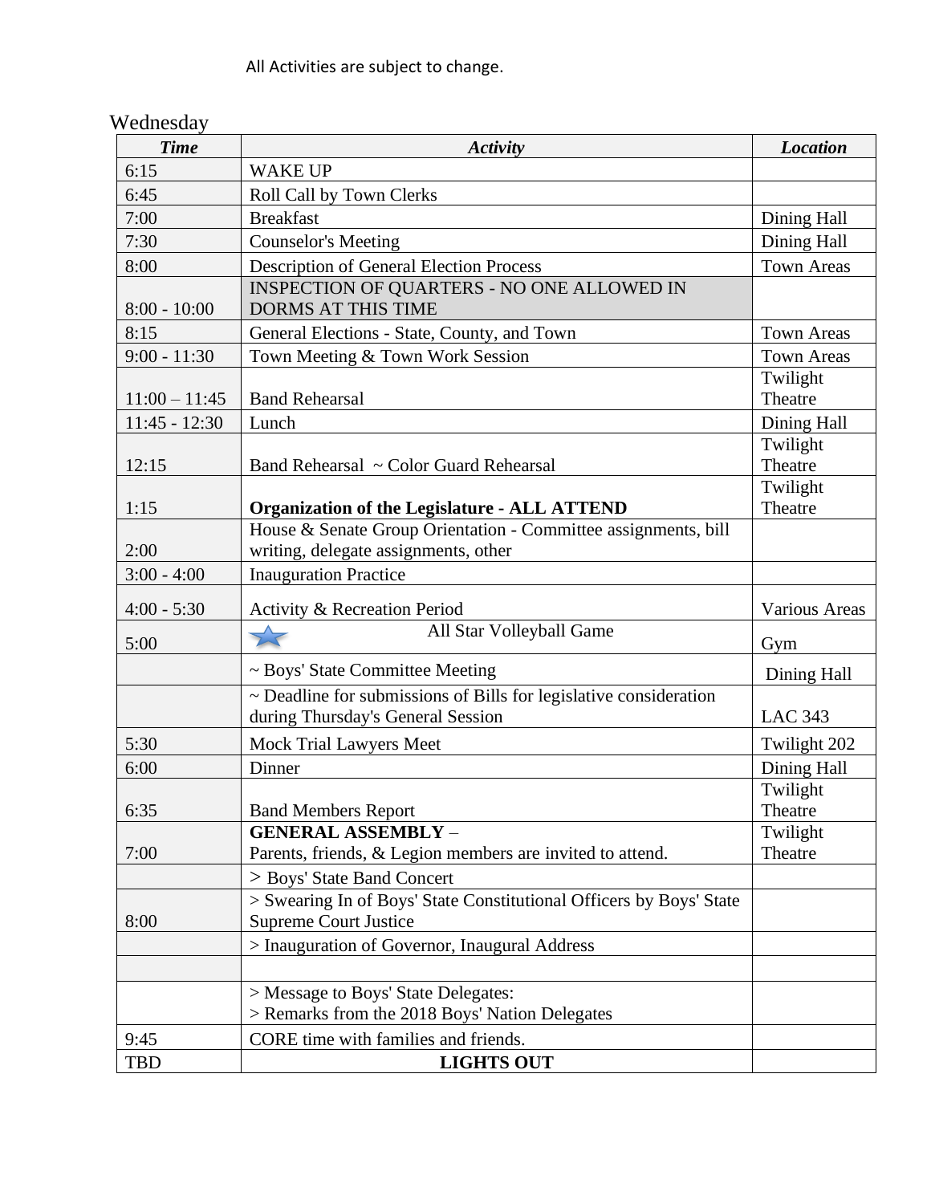All Activities are subject to change.

Wednesday

| *Time* | *Activity* | *Location* |
|---|---|---|
| 6:15 | WAKE UP | |
| 6:45 | Roll Call by Town Clerks | |
| 7:00 | Breakfast | Dining Hall |
| 7:30 | Counselor's Meeting | Dining Hall |
| 8:00 | Description of General Election Process | Town Areas |
| 8:00 - 10:00 | INSPECTION OF QUARTERS - NO ONE ALLOWED IN DORMS AT THIS TIME | |
| 8:15 | General Elections - State, County, and Town | Town Areas |
| 9:00 - 11:30 | Town Meeting & Town Work Session | Town Areas |
| 11:00 – 11:45 | Band Rehearsal | Twilight Theatre |
| 11:45 - 12:30 | Lunch | Dining Hall |
| 12:15 | Band Rehearsal ~ Color Guard Rehearsal | Twilight Theatre |
| 1:15 | **Organization of the Legislature - ALL ATTEND** | Twilight Theatre |
| 2:00 | House & Senate Group Orientation - Committee assignments, bill writing, delegate assignments, other | |
| 3:00 - 4:00 | Inauguration Practice | |
| 4:00 - 5:30 | Activity & Recreation Period | Various Areas |
| 5:00 | All Star Volleyball Game | Gym |
| | ~ Boys' State Committee Meeting | Dining Hall |
| | ~ Deadline for submissions of Bills for legislative consideration during Thursday's General Session | LAC 343 |
| 5:30 | Mock Trial Lawyers Meet | Twilight 202 |
| 6:00 | Dinner | Dining Hall |
| 6:35 | Band Members Report | Twilight Theatre |
| 7:00 | **GENERAL ASSEMBLY** – Parents, friends, & Legion members are invited to attend. | Twilight Theatre |
| | > Boys' State Band Concert | |
| 8:00 | > Swearing In of Boys' State Constitutional Officers by Boys' State Supreme Court Justice | |
| | > Inauguration of Governor, Inaugural Address | |
| | | |
| | > Message to Boys' State Delegates: > Remarks from the 2018 Boys' Nation Delegates | |
| 9:45 | CORE time with families and friends. | |
| TBD | **LIGHTS OUT** | |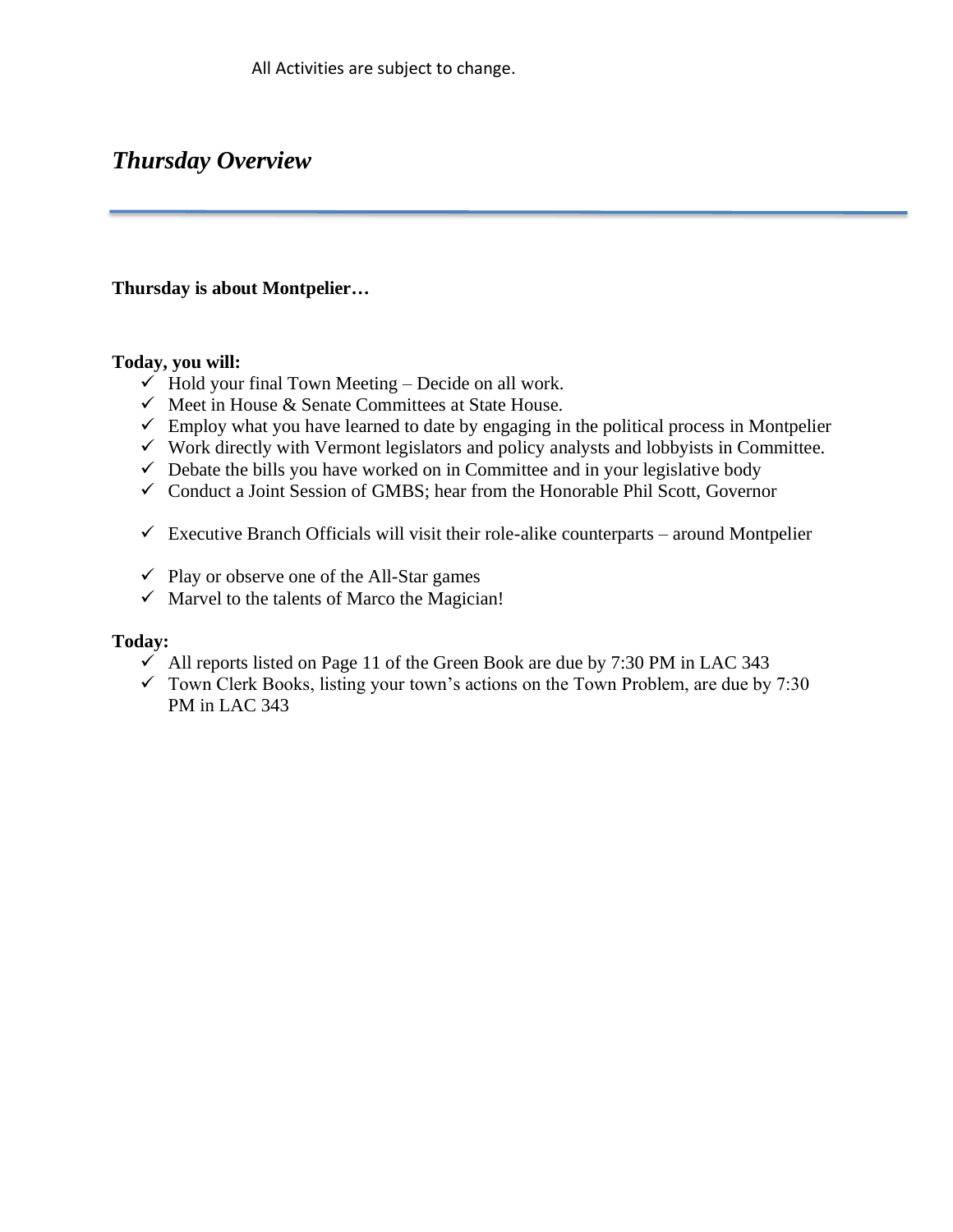All Activities are subject to change.

## *Thursday Overview*

---

**Thursday is about Montpelier…**

**Today, you will:**

- ✓ Hold your final Town Meeting – Decide on all work.
- ✓ Meet in House & Senate Committees at State House.
- ✓ Employ what you have learned to date by engaging in the political process in Montpelier
- ✓ Work directly with Vermont legislators and policy analysts and lobbyists in Committee.
- ✓ Debate the bills you have worked on in Committee and in your legislative body
- ✓ Conduct a Joint Session of GMBS; hear from the Honorable Phil Scott, Governor
- ✓ Executive Branch Officials will visit their role-alike counterparts – around Montpelier
- ✓ Play or observe one of the All-Star games
- ✓ Marvel to the talents of Marco the Magician!

**Today:**

- ✓ All reports listed on Page 11 of the Green Book are due by 7:30 PM in LAC 343
- ✓ Town Clerk Books, listing your town's actions on the Town Problem, are due by 7:30 PM in LAC 343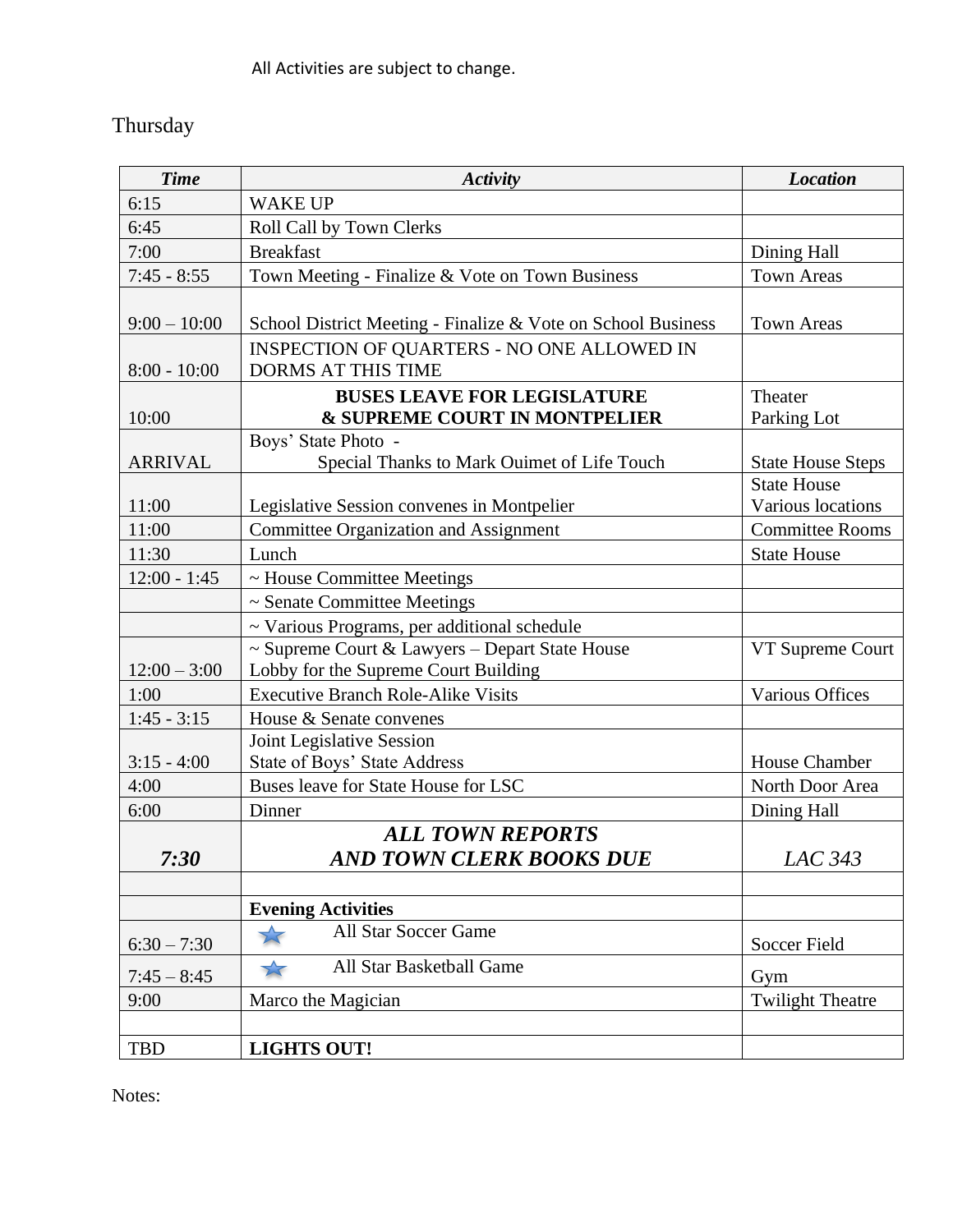All Activities are subject to change.

Thursday

| *Time* | *Activity* | *Location* |
|---|---|---|
| 6:15 | WAKE UP | |
| 6:45 | Roll Call by Town Clerks | |
| 7:00 | Breakfast | Dining Hall |
| 7:45 - 8:55 | Town Meeting - Finalize & Vote on Town Business | Town Areas |
| 9:00 – 10:00 | School District Meeting - Finalize & Vote on School Business | Town Areas |
| 8:00 - 10:00 | INSPECTION OF QUARTERS - NO ONE ALLOWED IN DORMS AT THIS TIME | |
| 10:00 | **BUSES LEAVE FOR LEGISLATURE & SUPREME COURT IN MONTPELIER** | Theater Parking Lot |
| ARRIVAL | Boys' State Photo - Special Thanks to Mark Ouimet of Life Touch | State House Steps |
| 11:00 | Legislative Session convenes in Montpelier | State House Various locations |
| 11:00 | Committee Organization and Assignment | Committee Rooms |
| 11:30 | Lunch | State House |
| 12:00 - 1:45 | ~ House Committee Meetings | |
| | ~ Senate Committee Meetings | |
| | ~ Various Programs, per additional schedule | |
| 12:00 – 3:00 | ~ Supreme Court & Lawyers – Depart State House Lobby for the Supreme Court Building | VT Supreme Court |
| 1:00 | Executive Branch Role-Alike Visits | Various Offices |
| 1:45 - 3:15 | House & Senate convenes | |
| 3:15 - 4:00 | Joint Legislative Session State of Boys' State Address | House Chamber |
| 4:00 | Buses leave for State House for LSC | North Door Area |
| 6:00 | Dinner | Dining Hall |
| ***7:30*** | ***ALL TOWN REPORTS AND TOWN CLERK BOOKS DUE*** | *LAC 343* |
| | | |
| | **Evening Activities** | |
| 6:30 – 7:30 | ★ All Star Soccer Game | Soccer Field |
| 7:45 – 8:45 | ★ All Star Basketball Game | Gym |
| 9:00 | Marco the Magician | Twilight Theatre |
| | | |
| TBD | **LIGHTS OUT!** | |

Notes: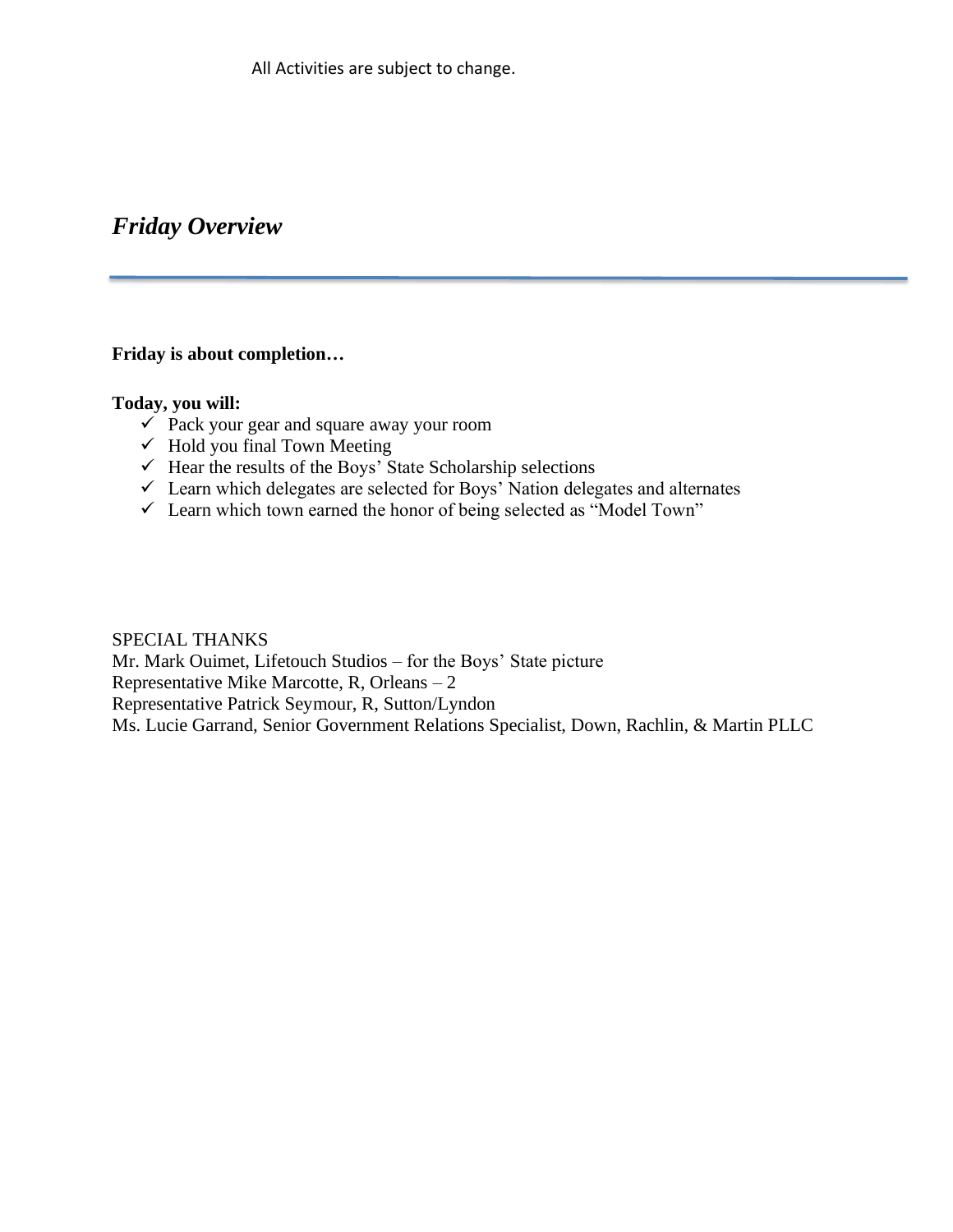All Activities are subject to change.

## *Friday Overview*

**Friday is about completion…**

**Today, you will:**

- ✓ Pack your gear and square away your room
- ✓ Hold you final Town Meeting
- ✓ Hear the results of the Boys' State Scholarship selections
- ✓ Learn which delegates are selected for Boys' Nation delegates and alternates
- ✓ Learn which town earned the honor of being selected as "Model Town"

SPECIAL THANKS
Mr. Mark Ouimet, Lifetouch Studios – for the Boys' State picture
Representative Mike Marcotte, R, Orleans – 2
Representative Patrick Seymour, R, Sutton/Lyndon
Ms. Lucie Garrand, Senior Government Relations Specialist, Down, Rachlin, & Martin PLLC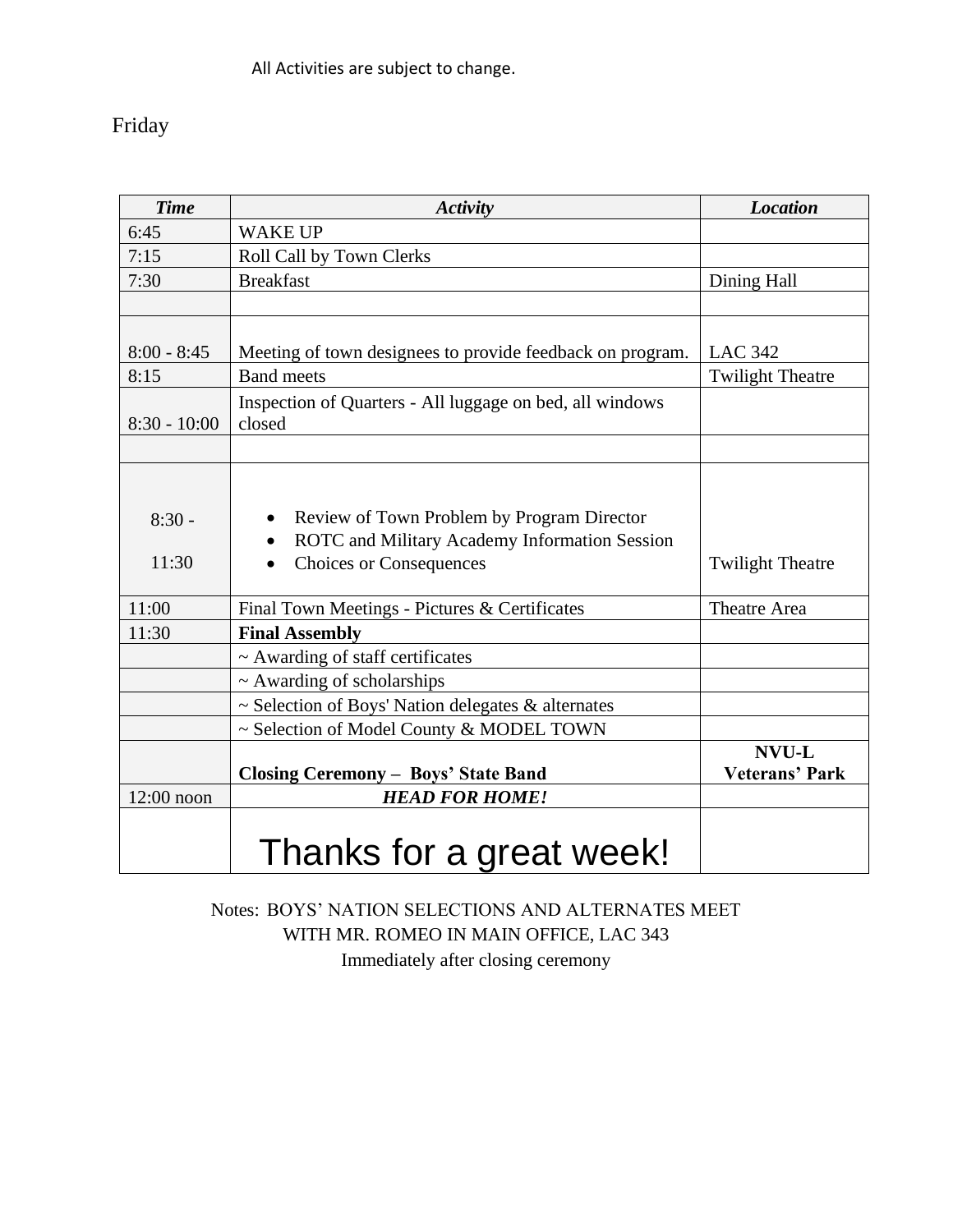All Activities are subject to change.

Friday

| ***Time*** | ***Activity*** | ***Location*** |
| --- | --- | --- |
| 6:45 | WAKE UP | |
| 7:15 | Roll Call by Town Clerks | |
| 7:30 | Breakfast | Dining Hall |
| | | |
| 8:00 - 8:45 | Meeting of town designees to provide feedback on program. | LAC 342 |
| 8:15 | Band meets | Twilight Theatre |
| 8:30 - 10:00 | Inspection of Quarters - All luggage on bed, all windows closed | |
| | | |
| 8:30 - 11:30 | • Review of Town Problem by Program Director<br>• ROTC and Military Academy Information Session<br>• Choices or Consequences | Twilight Theatre |
| 11:00 | Final Town Meetings - Pictures & Certificates | Theatre Area |
| 11:30 | **Final Assembly** | |
| | ~ Awarding of staff certificates | |
| | ~ Awarding of scholarships | |
| | ~ Selection of Boys' Nation delegates & alternates | |
| | ~ Selection of Model County & MODEL TOWN | |
| | **Closing Ceremony – Boys' State Band** | **NVU-L Veterans' Park** |
| 12:00 noon | ***HEAD FOR HOME!*** | |
| | Thanks for a great week! | |

Notes: BOYS' NATION SELECTIONS AND ALTERNATES MEET WITH MR. ROMEO IN MAIN OFFICE, LAC 343
Immediately after closing ceremony